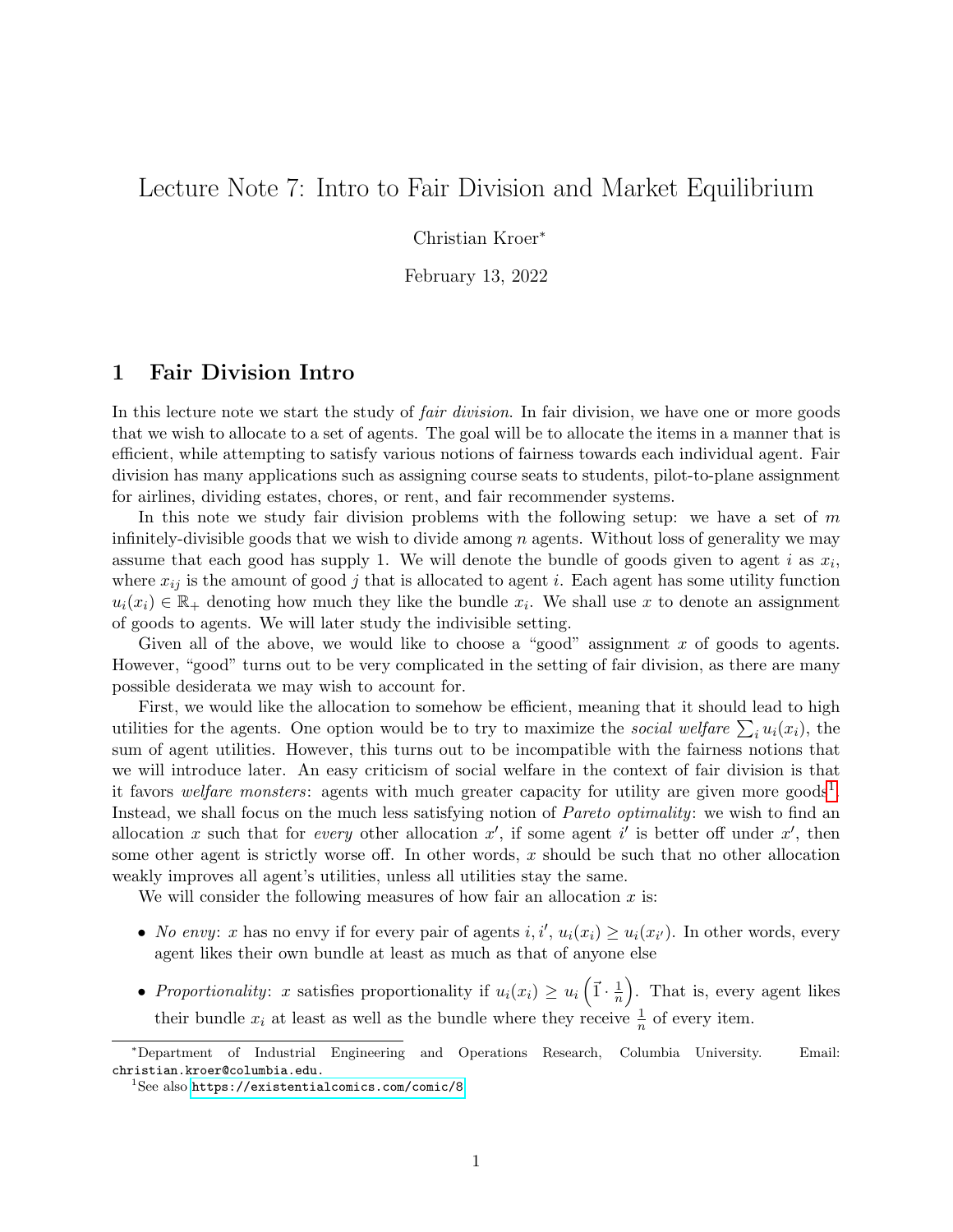# Lecture Note 7: Intro to Fair Division and Market Equilibrium

Christian Kroer[*]

February 13, 2022

## 1 Fair Division Intro

In this lecture note we start the study of *fair division*. In fair division, we have one or more goods that we wish to allocate to a set of agents. The goal will be to allocate the items in a manner that is efficient, while attempting to satisfy various notions of fairness towards each individual agent. Fair division has many applications such as assigning course seats to students, pilot-to-plane assignment for airlines, dividing estates, chores, or rent, and fair recommender systems.

In this note we study fair division problems with the following setup: we have a set of $m$ infinitely-divisible goods that we wish to divide among $n$ agents. Without loss of generality we may assume that each good has supply 1. We will denote the bundle of goods given to agent $i$ as $x_i$, where $x_{ij}$ is the amount of good $j$ that is allocated to agent $i$. Each agent has some utility function $u_i(x_i) \in \mathbb{R}_+$ denoting how much they like the bundle $x_i$. We shall use $x$ to denote an assignment of goods to agents. We will later study the indivisible setting.

Given all of the above, we would like to choose a "good" assignment $x$ of goods to agents. However, "good" turns out to be very complicated in the setting of fair division, as there are many possible desiderata we may wish to account for.

First, we would like the allocation to somehow be efficient, meaning that it should lead to high utilities for the agents. One option would be to try to maximize the *social welfare* $\sum_i u_i(x_i)$, the sum of agent utilities. However, this turns out to be incompatible with the fairness notions that we will introduce later. An easy criticism of social welfare in the context of fair division is that it favors *welfare monsters*: agents with much greater capacity for utility are given more goods[1]. Instead, we shall focus on the much less satisfying notion of *Pareto optimality*: we wish to find an allocation $x$ such that for *every* other allocation $x'$, if some agent $i'$ is better off under $x'$, then some other agent is strictly worse off. In other words, $x$ should be such that no other allocation weakly improves all agent's utilities, unless all utilities stay the same.

We will consider the following measures of how fair an allocation $x$ is:

- *No envy*: $x$ has no envy if for every pair of agents $i, i'$, $u_i(x_i) \geq u_i(x_{i'})$. In other words, every agent likes their own bundle at least as much as that of anyone else
- *Proportionality*: $x$ satisfies proportionality if $u_i(x_i) \geq u_i\left(\vec{1} \cdot \frac{1}{n}\right)$. That is, every agent likes their bundle $x_i$ at least as well as the bundle where they receive $\frac{1}{n}$ of every item.

---

[*] Department of Industrial Engineering and Operations Research, Columbia University. Email: christian.kroer@columbia.edu.

[1] See also https://existentialcomics.com/comic/8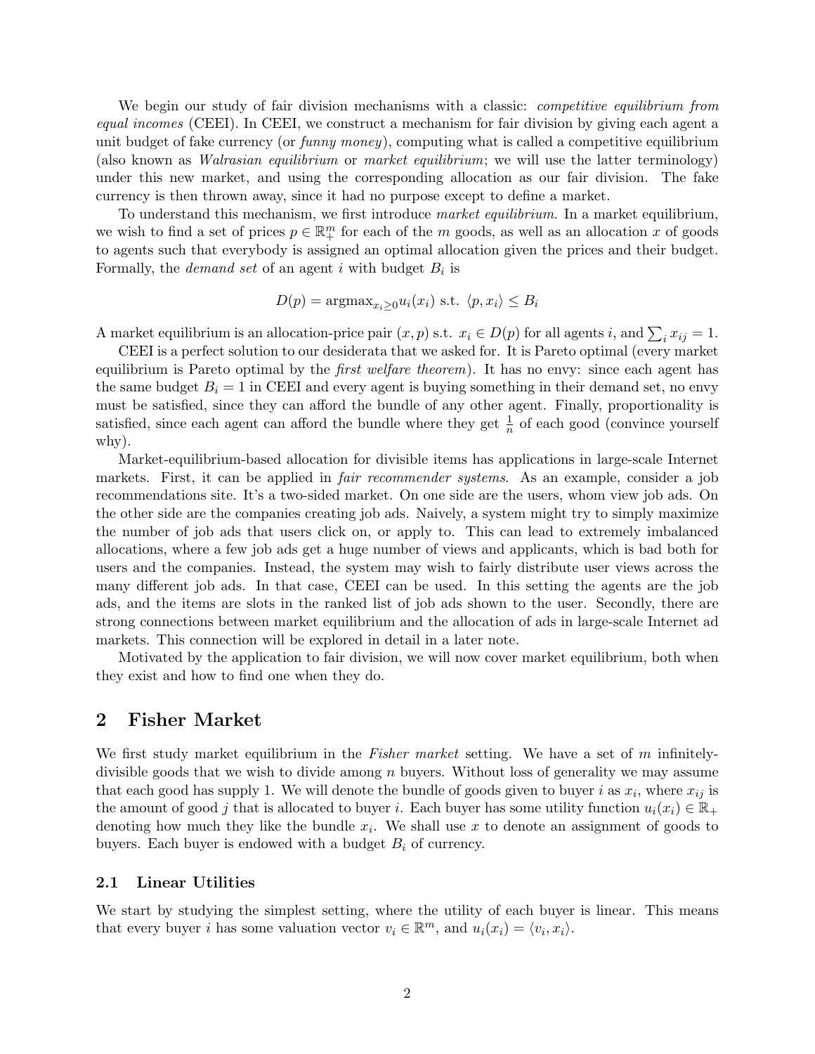We begin our study of fair division mechanisms with a classic: *competitive equilibrium from equal incomes* (CEEI). In CEEI, we construct a mechanism for fair division by giving each agent a unit budget of fake currency (or *funny money*), computing what is called a competitive equilibrium (also known as *Walrasian equilibrium* or *market equilibrium*; we will use the latter terminology) under this new market, and using the corresponding allocation as our fair division. The fake currency is then thrown away, since it had no purpose except to define a market.

To understand this mechanism, we first introduce *market equilibrium*. In a market equilibrium, we wish to find a set of prices $p \in \mathbb{R}^m_+$ for each of the $m$ goods, as well as an allocation $x$ of goods to agents such that everybody is assigned an optimal allocation given the prices and their budget. Formally, the *demand set* of an agent $i$ with budget $B_i$ is

$$D(p) = \text{argmax}_{x_i \geq 0} u_i(x_i) \text{ s.t. } \langle p, x_i \rangle \leq B_i$$

A market equilibrium is an allocation-price pair $(x, p)$ s.t. $x_i \in D(p)$ for all agents $i$, and $\sum_i x_{ij} = 1$.

CEEI is a perfect solution to our desiderata that we asked for. It is Pareto optimal (every market equilibrium is Pareto optimal by the *first welfare theorem*). It has no envy: since each agent has the same budget $B_i = 1$ in CEEI and every agent is buying something in their demand set, no envy must be satisfied, since they can afford the bundle of any other agent. Finally, proportionality is satisfied, since each agent can afford the bundle where they get $\frac{1}{n}$ of each good (convince yourself why).

Market-equilibrium-based allocation for divisible items has applications in large-scale Internet markets. First, it can be applied in *fair recommender systems*. As an example, consider a job recommendations site. It's a two-sided market. On one side are the users, whom view job ads. On the other side are the companies creating job ads. Naively, a system might try to simply maximize the number of job ads that users click on, or apply to. This can lead to extremely imbalanced allocations, where a few job ads get a huge number of views and applicants, which is bad both for users and the companies. Instead, the system may wish to fairly distribute user views across the many different job ads. In that case, CEEI can be used. In this setting the agents are the job ads, and the items are slots in the ranked list of job ads shown to the user. Secondly, there are strong connections between market equilibrium and the allocation of ads in large-scale Internet ad markets. This connection will be explored in detail in a later note.

Motivated by the application to fair division, we will now cover market equilibrium, both when they exist and how to find one when they do.

## 2 Fisher Market

We first study market equilibrium in the *Fisher market* setting. We have a set of $m$ infinitely-divisible goods that we wish to divide among $n$ buyers. Without loss of generality we may assume that each good has supply 1. We will denote the bundle of goods given to buyer $i$ as $x_i$, where $x_{ij}$ is the amount of good $j$ that is allocated to buyer $i$. Each buyer has some utility function $u_i(x_i) \in \mathbb{R}_+$ denoting how much they like the bundle $x_i$. We shall use $x$ to denote an assignment of goods to buyers. Each buyer is endowed with a budget $B_i$ of currency.

### 2.1 Linear Utilities

We start by studying the simplest setting, where the utility of each buyer is linear. This means that every buyer $i$ has some valuation vector $v_i \in \mathbb{R}^m$, and $u_i(x_i) = \langle v_i, x_i \rangle$.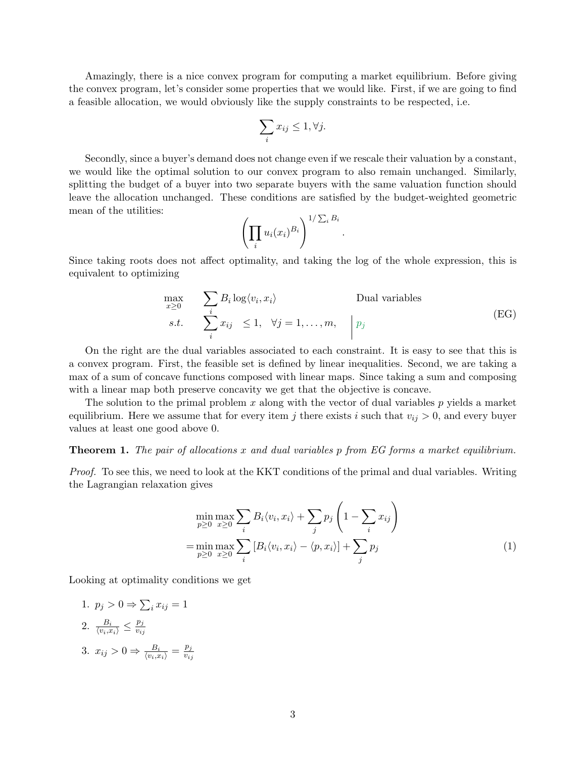Amazingly, there is a nice convex program for computing a market equilibrium. Before giving the convex program, let's consider some properties that we would like. First, if we are going to find a feasible allocation, we would obviously like the supply constraints to be respected, i.e.

$$\sum_i x_{ij} \leq 1, \forall j.$$

Secondly, since a buyer's demand does not change even if we rescale their valuation by a constant, we would like the optimal solution to our convex program to also remain unchanged. Similarly, splitting the budget of a buyer into two separate buyers with the same valuation function should leave the allocation unchanged. These conditions are satisfied by the budget-weighted geometric mean of the utilities:

$$\left(\prod_i u_i(x_i)^{B_i}\right)^{1/\sum_i B_i}.$$

Since taking roots does not affect optimality, and taking the log of the whole expression, this is equivalent to optimizing

$$\begin{aligned}
\max_{x \geq 0} \quad & \sum_i B_i \log\langle v_i, x_i \rangle & & \text{Dual variables} \\
s.t. \quad & \sum_i x_{ij} \leq 1, \quad \forall j = 1, \ldots, m, & & \Big| \; p_j
\end{aligned} \tag{EG}$$

On the right are the dual variables associated to each constraint. It is easy to see that this is a convex program. First, the feasible set is defined by linear inequalities. Second, we are taking a max of a sum of concave functions composed with linear maps. Since taking a sum and composing with a linear map both preserve concavity we get that the objective is concave.

The solution to the primal problem $x$ along with the vector of dual variables $p$ yields a market equilibrium. Here we assume that for every item $j$ there exists $i$ such that $v_{ij} > 0$, and every buyer values at least one good above 0.

**Theorem 1.** *The pair of allocations $x$ and dual variables $p$ from EG forms a market equilibrium.*

*Proof.* To see this, we need to look at the KKT conditions of the primal and dual variables. Writing the Lagrangian relaxation gives

$$\begin{aligned}
&\min_{p \geq 0} \max_{x \geq 0} \sum_i B_i \langle v_i, x_i \rangle + \sum_j p_j \left(1 - \sum_i x_{ij}\right) \\
=&\min_{p \geq 0} \max_{x \geq 0} \sum_i \left[B_i \langle v_i, x_i \rangle - \langle p, x_i \rangle\right] + \sum_j p_j
\end{aligned} \tag{1}$$

Looking at optimality conditions we get

1. $p_j > 0 \Rightarrow \sum_i x_{ij} = 1$
2. $\frac{B_i}{\langle v_i, x_i \rangle} \leq \frac{p_j}{v_{ij}}$
3. $x_{ij} > 0 \Rightarrow \frac{B_i}{\langle v_i, x_i \rangle} = \frac{p_j}{v_{ij}}$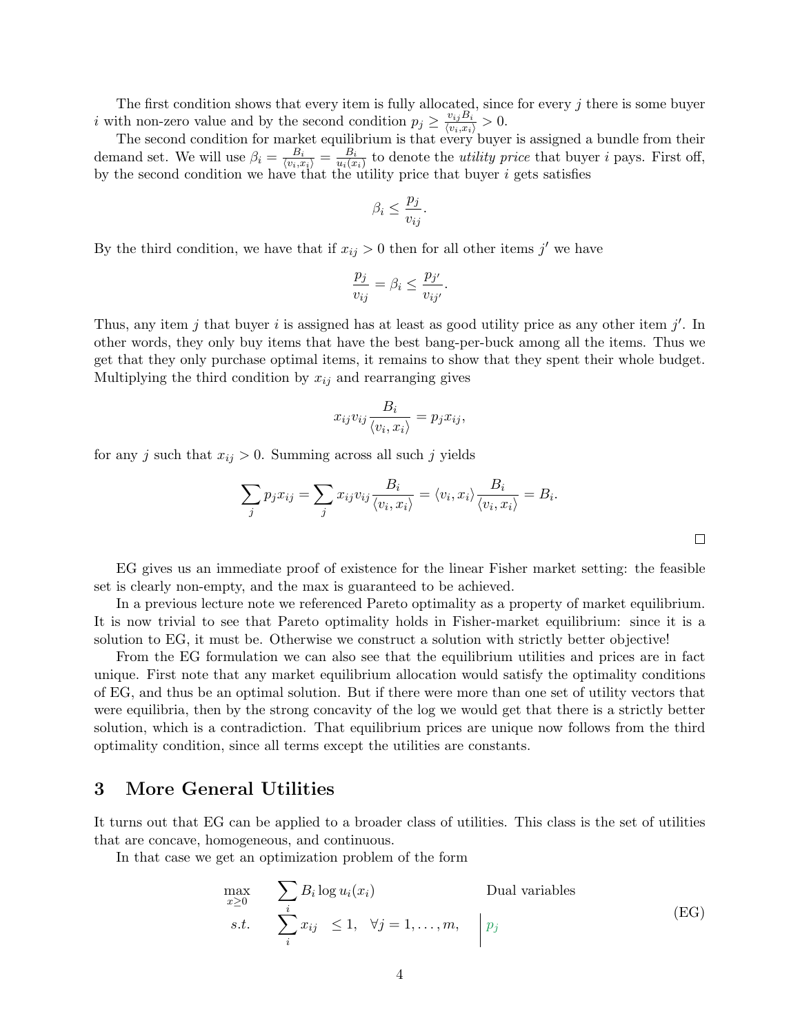The first condition shows that every item is fully allocated, since for every $j$ there is some buyer $i$ with non-zero value and by the second condition $p_j \geq \frac{v_{ij}B_i}{\langle v_i, x_i \rangle} > 0$.

The second condition for market equilibrium is that every buyer is assigned a bundle from their demand set. We will use $\beta_i = \frac{B_i}{\langle v_i, x_i \rangle} = \frac{B_i}{u_i(x_i)}$ to denote the *utility price* that buyer $i$ pays. First off, by the second condition we have that the utility price that buyer $i$ gets satisfies

$$\beta_i \leq \frac{p_j}{v_{ij}}.$$

By the third condition, we have that if $x_{ij} > 0$ then for all other items $j'$ we have

$$\frac{p_j}{v_{ij}} = \beta_i \leq \frac{p_{j'}}{v_{ij'}}.$$

Thus, any item $j$ that buyer $i$ is assigned has at least as good utility price as any other item $j'$. In other words, they only buy items that have the best bang-per-buck among all the items. Thus we get that they only purchase optimal items, it remains to show that they spent their whole budget. Multiplying the third condition by $x_{ij}$ and rearranging gives

$$x_{ij} v_{ij} \frac{B_i}{\langle v_i, x_i \rangle} = p_j x_{ij},$$

for any $j$ such that $x_{ij} > 0$. Summing across all such $j$ yields

$$\sum_j p_j x_{ij} = \sum_j x_{ij} v_{ij} \frac{B_i}{\langle v_i, x_i \rangle} = \langle v_i, x_i \rangle \frac{B_i}{\langle v_i, x_i \rangle} = B_i.$$

□

EG gives us an immediate proof of existence for the linear Fisher market setting: the feasible set is clearly non-empty, and the max is guaranteed to be achieved.

In a previous lecture note we referenced Pareto optimality as a property of market equilibrium. It is now trivial to see that Pareto optimality holds in Fisher-market equilibrium: since it is a solution to EG, it must be. Otherwise we construct a solution with strictly better objective!

From the EG formulation we can also see that the equilibrium utilities and prices are in fact unique. First note that any market equilibrium allocation would satisfy the optimality conditions of EG, and thus be an optimal solution. But if there were more than one set of utility vectors that were equilibria, then by the strong concavity of the log we would get that there is a strictly better solution, which is a contradiction. That equilibrium prices are unique now follows from the third optimality condition, since all terms except the utilities are constants.

## 3 More General Utilities

It turns out that EG can be applied to a broader class of utilities. This class is the set of utilities that are concave, homogeneous, and continuous.

In that case we get an optimization problem of the form

$$\begin{aligned}
\max_{x \geq 0} \quad & \sum_i B_i \log u_i(x_i) & \text{Dual variables} \\
s.t. \quad & \sum_i x_{ij} \leq 1, \quad \forall j = 1, \ldots, m, & p_j
\end{aligned} \tag{EG}$$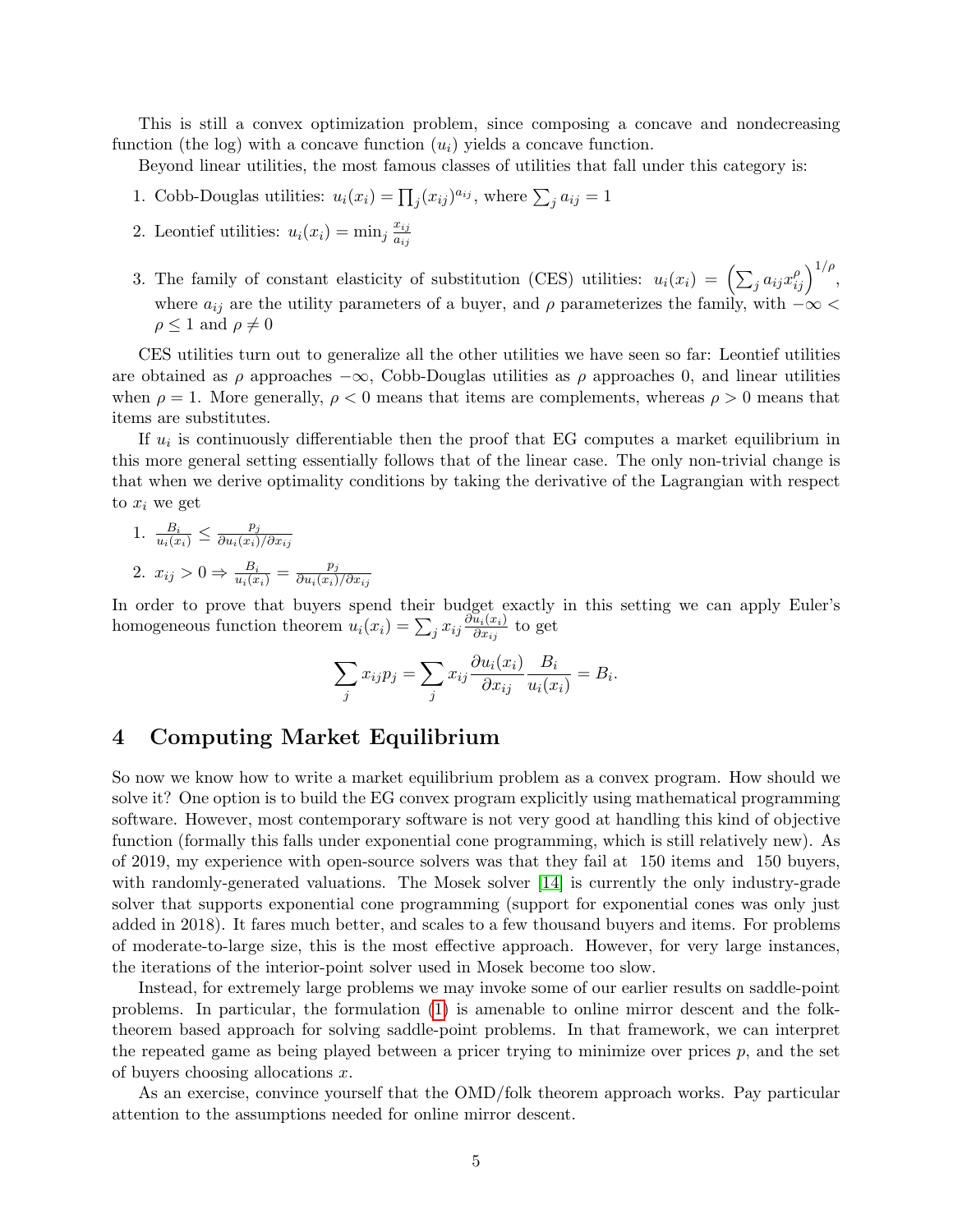This is still a convex optimization problem, since composing a concave and nondecreasing function (the log) with a concave function ($u_i$) yields a concave function.

Beyond linear utilities, the most famous classes of utilities that fall under this category is:

1. Cobb-Douglas utilities: $u_i(x_i) = \prod_j (x_{ij})^{a_{ij}}$, where $\sum_j a_{ij} = 1$
2. Leontief utilities: $u_i(x_i) = \min_j \frac{x_{ij}}{a_{ij}}$
3. The family of constant elasticity of substitution (CES) utilities: $u_i(x_i) = \left(\sum_j a_{ij} x_{ij}^{\rho}\right)^{1/\rho}$, where $a_{ij}$ are the utility parameters of a buyer, and $\rho$ parameterizes the family, with $-\infty < \rho \leq 1$ and $\rho \neq 0$

CES utilities turn out to generalize all the other utilities we have seen so far: Leontief utilities are obtained as $\rho$ approaches $-\infty$, Cobb-Douglas utilities as $\rho$ approaches 0, and linear utilities when $\rho = 1$. More generally, $\rho < 0$ means that items are complements, whereas $\rho > 0$ means that items are substitutes.

If $u_i$ is continuously differentiable then the proof that EG computes a market equilibrium in this more general setting essentially follows that of the linear case. The only non-trivial change is that when we derive optimality conditions by taking the derivative of the Lagrangian with respect to $x_i$ we get

1. $\frac{B_i}{u_i(x_i)} \leq \frac{p_j}{\partial u_i(x_i)/\partial x_{ij}}$
2. $x_{ij} > 0 \Rightarrow \frac{B_i}{u_i(x_i)} = \frac{p_j}{\partial u_i(x_i)/\partial x_{ij}}$

In order to prove that buyers spend their budget exactly in this setting we can apply Euler's homogeneous function theorem $u_i(x_i) = \sum_j x_{ij} \frac{\partial u_i(x_i)}{\partial x_{ij}}$ to get

$$\sum_j x_{ij} p_j = \sum_j x_{ij} \frac{\partial u_i(x_i)}{\partial x_{ij}} \frac{B_i}{u_i(x_i)} = B_i.$$

# 4 Computing Market Equilibrium

So now we know how to write a market equilibrium problem as a convex program. How should we solve it? One option is to build the EG convex program explicitly using mathematical programming software. However, most contemporary software is not very good at handling this kind of objective function (formally this falls under exponential cone programming, which is still relatively new). As of 2019, my experience with open-source solvers was that they fail at 150 items and 150 buyers, with randomly-generated valuations. The Mosek solver [14] is currently the only industry-grade solver that supports exponential cone programming (support for exponential cones was only just added in 2018). It fares much better, and scales to a few thousand buyers and items. For problems of moderate-to-large size, this is the most effective approach. However, for very large instances, the iterations of the interior-point solver used in Mosek become too slow.

Instead, for extremely large problems we may invoke some of our earlier results on saddle-point problems. In particular, the formulation (1) is amenable to online mirror descent and the folk-theorem based approach for solving saddle-point problems. In that framework, we can interpret the repeated game as being played between a pricer trying to minimize over prices $p$, and the set of buyers choosing allocations $x$.

As an exercise, convince yourself that the OMD/folk theorem approach works. Pay particular attention to the assumptions needed for online mirror descent.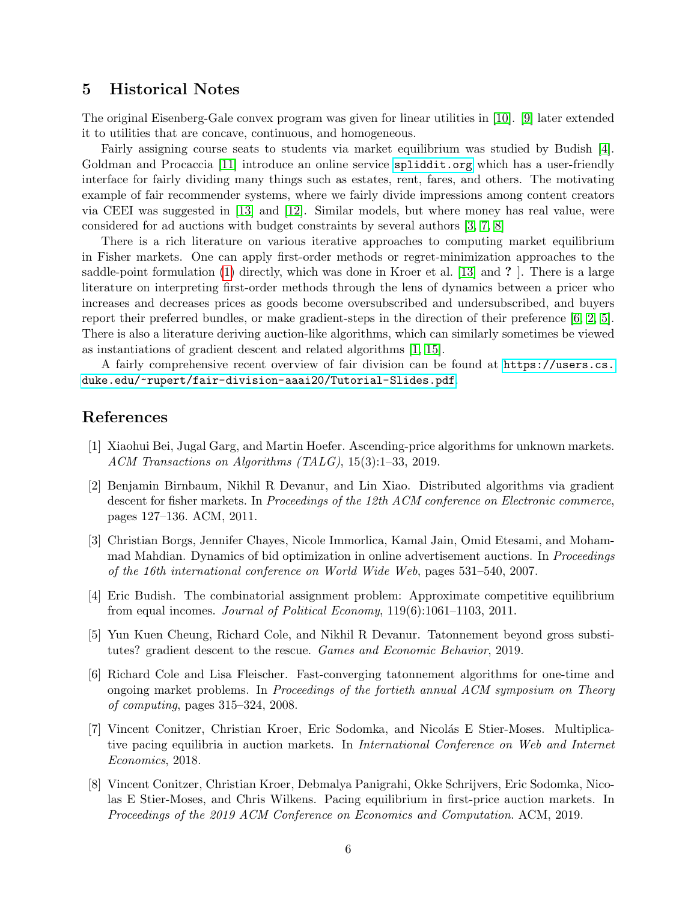## 5 Historical Notes

The original Eisenberg-Gale convex program was given for linear utilities in [10]. [9] later extended it to utilities that are concave, continuous, and homogeneous.

Fairly assigning course seats to students via market equilibrium was studied by Budish [4]. Goldman and Procaccia [11] introduce an online service spliddit.org which has a user-friendly interface for fairly dividing many things such as estates, rent, fares, and others. The motivating example of fair recommender systems, where we fairly divide impressions among content creators via CEEI was suggested in [13] and [12]. Similar models, but where money has real value, were considered for ad auctions with budget constraints by several authors [3, 7, 8]

There is a rich literature on various iterative approaches to computing market equilibrium in Fisher markets. One can apply first-order methods or regret-minimization approaches to the saddle-point formulation (1) directly, which was done in Kroer et al. [13] and ? ]. There is a large literature on interpreting first-order methods through the lens of dynamics between a pricer who increases and decreases prices as goods become oversubscribed and undersubscribed, and buyers report their preferred bundles, or make gradient-steps in the direction of their preference [6, 2, 5]. There is also a literature deriving auction-like algorithms, which can similarly sometimes be viewed as instantiations of gradient descent and related algorithms [1, 15].

A fairly comprehensive recent overview of fair division can be found at https://users.cs.duke.edu/~rupert/fair-division-aaai20/Tutorial-Slides.pdf.

## References

[1] Xiaohui Bei, Jugal Garg, and Martin Hoefer. Ascending-price algorithms for unknown markets. *ACM Transactions on Algorithms (TALG)*, 15(3):1–33, 2019.

[2] Benjamin Birnbaum, Nikhil R Devanur, and Lin Xiao. Distributed algorithms via gradient descent for fisher markets. In *Proceedings of the 12th ACM conference on Electronic commerce*, pages 127–136. ACM, 2011.

[3] Christian Borgs, Jennifer Chayes, Nicole Immorlica, Kamal Jain, Omid Etesami, and Mohammad Mahdian. Dynamics of bid optimization in online advertisement auctions. In *Proceedings of the 16th international conference on World Wide Web*, pages 531–540, 2007.

[4] Eric Budish. The combinatorial assignment problem: Approximate competitive equilibrium from equal incomes. *Journal of Political Economy*, 119(6):1061–1103, 2011.

[5] Yun Kuen Cheung, Richard Cole, and Nikhil R Devanur. Tatonnement beyond gross substitutes? gradient descent to the rescue. *Games and Economic Behavior*, 2019.

[6] Richard Cole and Lisa Fleischer. Fast-converging tatonnement algorithms for one-time and ongoing market problems. In *Proceedings of the fortieth annual ACM symposium on Theory of computing*, pages 315–324, 2008.

[7] Vincent Conitzer, Christian Kroer, Eric Sodomka, and Nicolás E Stier-Moses. Multiplicative pacing equilibria in auction markets. In *International Conference on Web and Internet Economics*, 2018.

[8] Vincent Conitzer, Christian Kroer, Debmalya Panigrahi, Okke Schrijvers, Eric Sodomka, Nicolas E Stier-Moses, and Chris Wilkens. Pacing equilibrium in first-price auction markets. In *Proceedings of the 2019 ACM Conference on Economics and Computation*. ACM, 2019.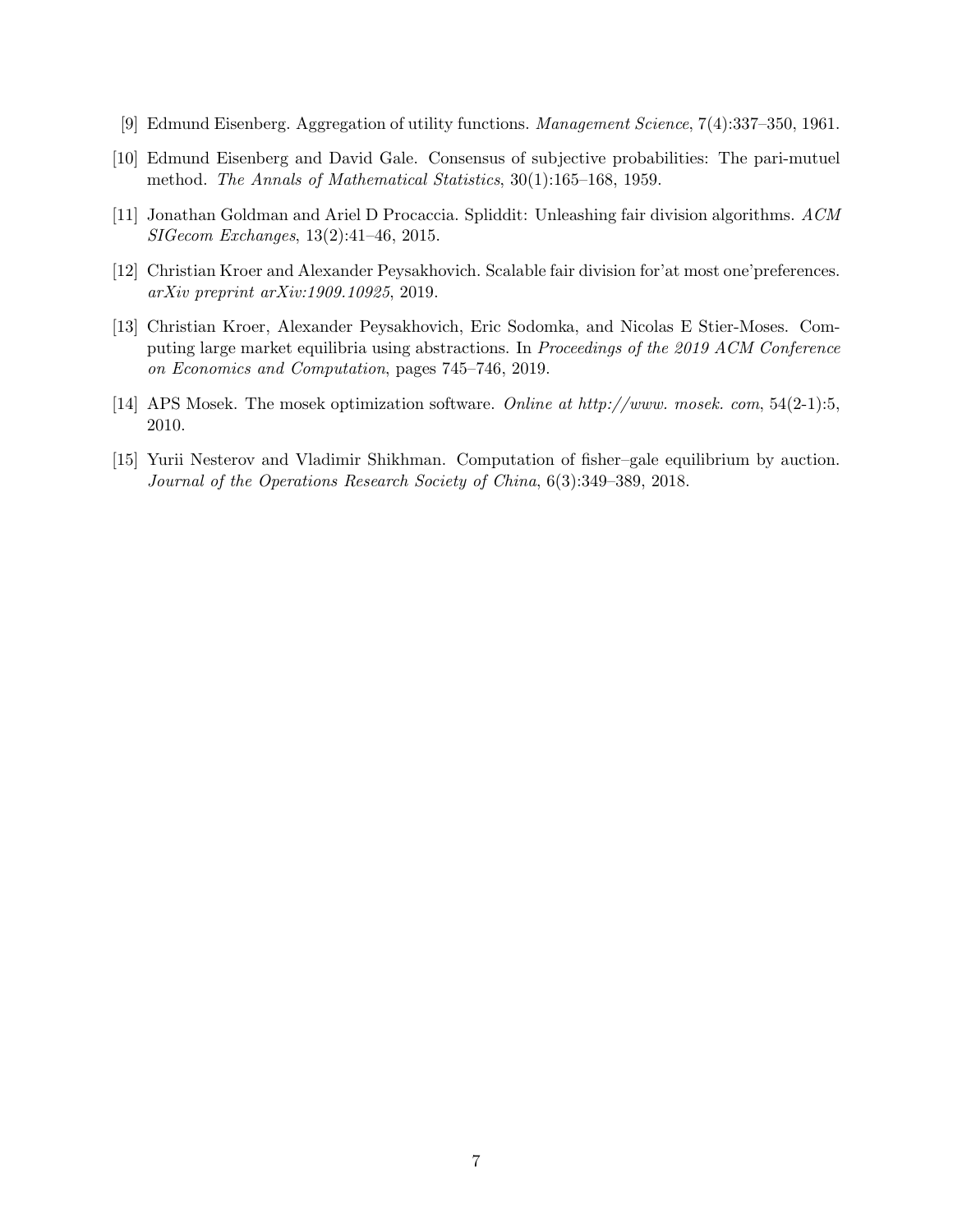[9] Edmund Eisenberg. Aggregation of utility functions. *Management Science*, 7(4):337–350, 1961.

[10] Edmund Eisenberg and David Gale. Consensus of subjective probabilities: The pari-mutuel method. *The Annals of Mathematical Statistics*, 30(1):165–168, 1959.

[11] Jonathan Goldman and Ariel D Procaccia. Spliddit: Unleashing fair division algorithms. *ACM SIGecom Exchanges*, 13(2):41–46, 2015.

[12] Christian Kroer and Alexander Peysakhovich. Scalable fair division for'at most one'preferences. *arXiv preprint arXiv:1909.10925*, 2019.

[13] Christian Kroer, Alexander Peysakhovich, Eric Sodomka, and Nicolas E Stier-Moses. Computing large market equilibria using abstractions. In *Proceedings of the 2019 ACM Conference on Economics and Computation*, pages 745–746, 2019.

[14] APS Mosek. The mosek optimization software. *Online at http://www. mosek. com*, 54(2-1):5, 2010.

[15] Yurii Nesterov and Vladimir Shikhman. Computation of fisher–gale equilibrium by auction. *Journal of the Operations Research Society of China*, 6(3):349–389, 2018.